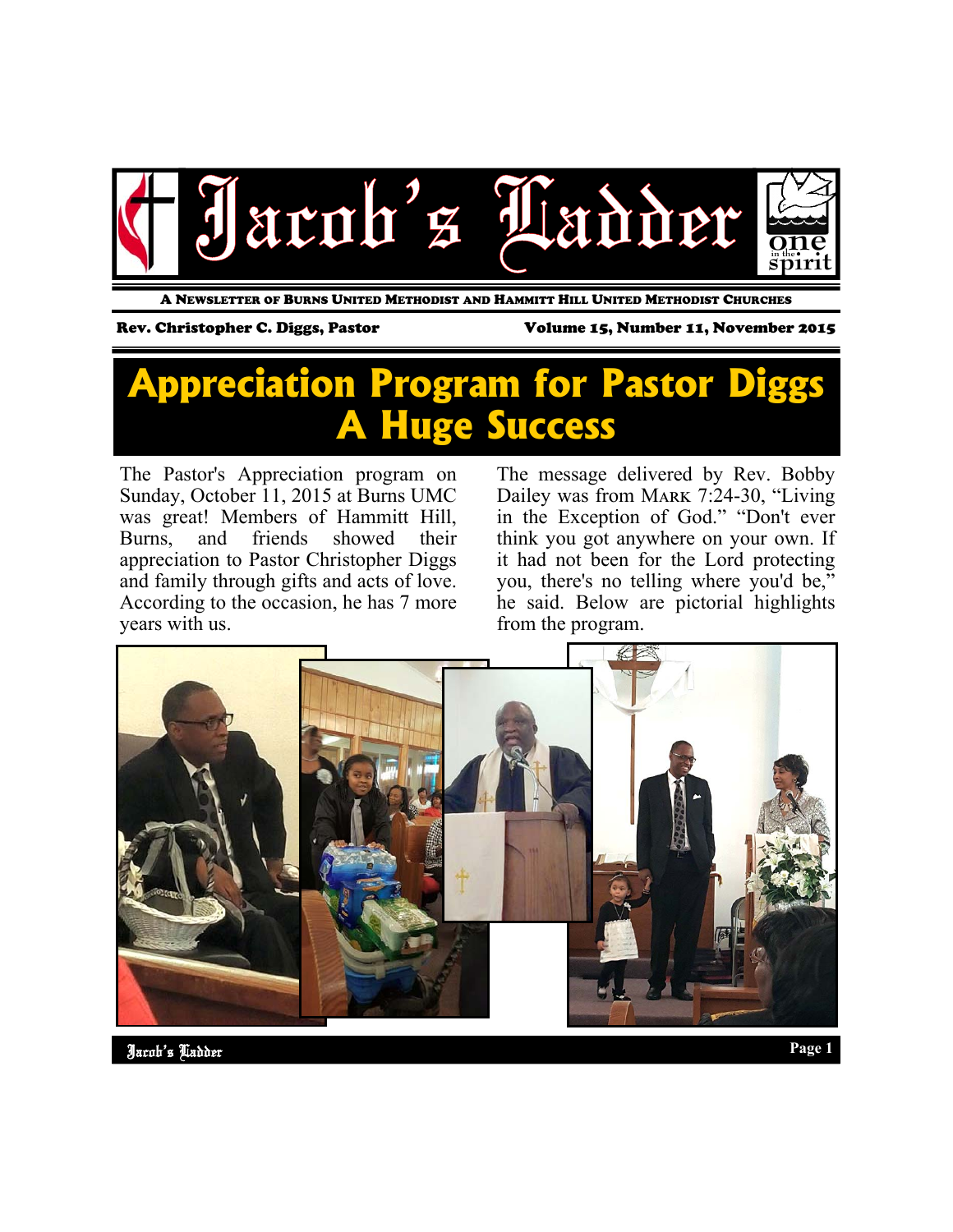# Jacob's Ladder

A Newsletter of Burns United Methodist and Hammitt Hill United Methodist Churches

Rev. Christopher C. Diggs, Pastor

Volume 15, Number 11, November 2015

## Appreciation Program for Pastor Diggs A Huge Success

The Pastor's Appreciation program on Sunday, October 11, 2015 at Burns UMC was great! Members of Hammitt Hill, Burns, and friends showed their appreciation to Pastor Christopher Diggs and family through gifts and acts of love. According to the occasion, he has 7 more years with us.

The message delivered by Rev. Bobby Dailey was from Mark 7:24-30, "Living in the Exception of God." "Don't ever think you got anywhere on your own. If it had not been for the Lord protecting you, there's no telling where you'd be," he said. Below are pictorial highlights from the program.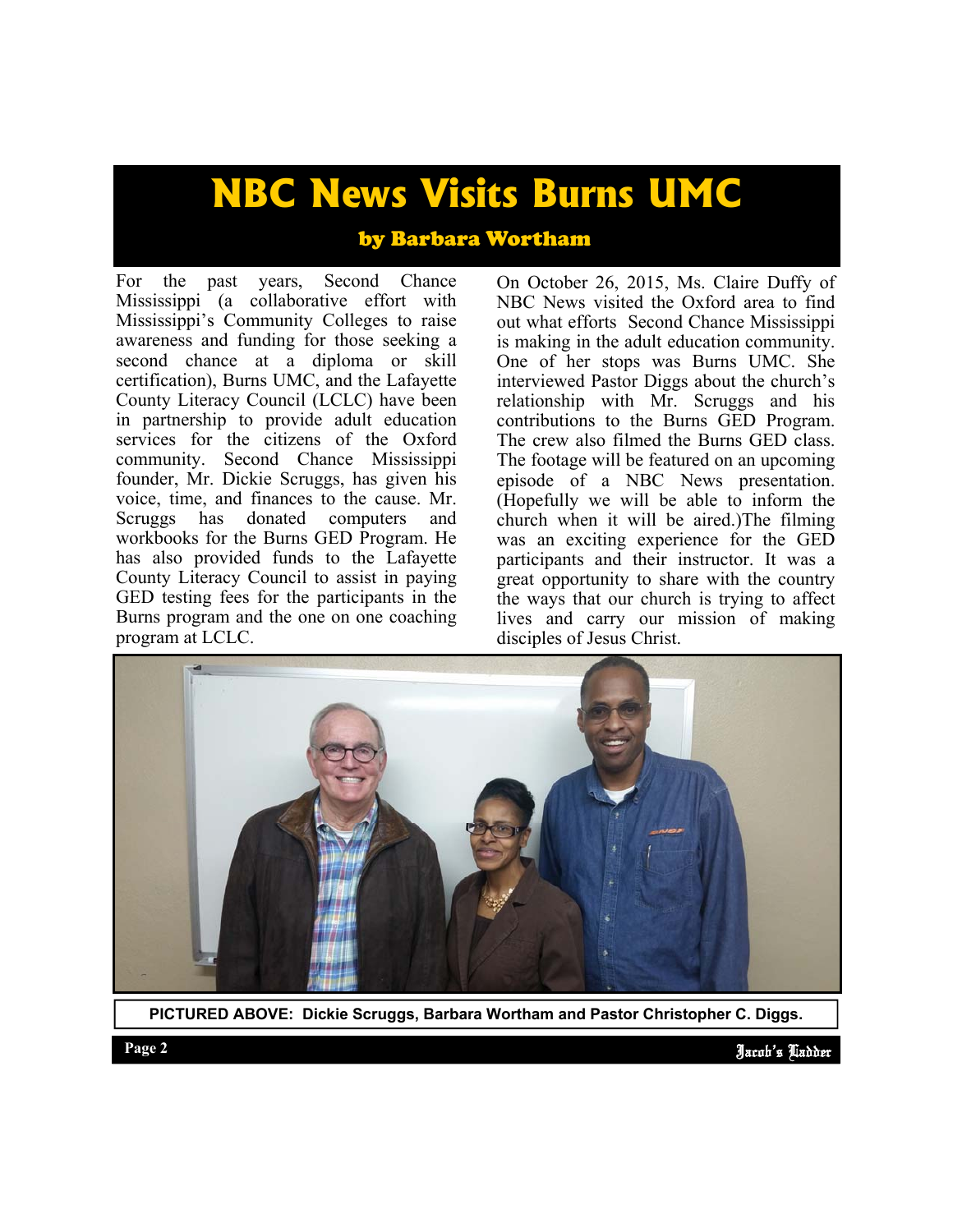# NBC News Visits Burns UMC

### by Barbara Wortham

For the past years, Second Chance Mississippi (a collaborative effort with Mississippi's Community Colleges to raise awareness and funding for those seeking a second chance at a diploma or skill certification), Burns UMC, and the Lafayette County Literacy Council (LCLC) have been in partnership to provide adult education services for the citizens of the Oxford community. Second Chance Mississippi founder, Mr. Dickie Scruggs, has given his voice, time, and finances to the cause. Mr. Scruggs has donated computers and workbooks for the Burns GED Program. He has also provided funds to the Lafayette County Literacy Council to assist in paying GED testing fees for the participants in the Burns program and the one on one coaching program at LCLC.

On October 26, 2015, Ms. Claire Duffy of NBC News visited the Oxford area to find out what efforts Second Chance Mississippi is making in the adult education community. One of her stops was Burns UMC. She interviewed Pastor Diggs about the church's relationship with Mr. Scruggs and his contributions to the Burns GED Program. The crew also filmed the Burns GED class. The footage will be featured on an upcoming episode of a NBC News presentation. (Hopefully we will be able to inform the church when it will be aired.)The filming was an exciting experience for the GED participants and their instructor. It was a great opportunity to share with the country the ways that our church is trying to affect lives and carry our mission of making disciples of Jesus Christ.

**PICTURED ABOVE: Dickie Scruggs, Barbara Wortham and Pastor Christopher C. Diggs.**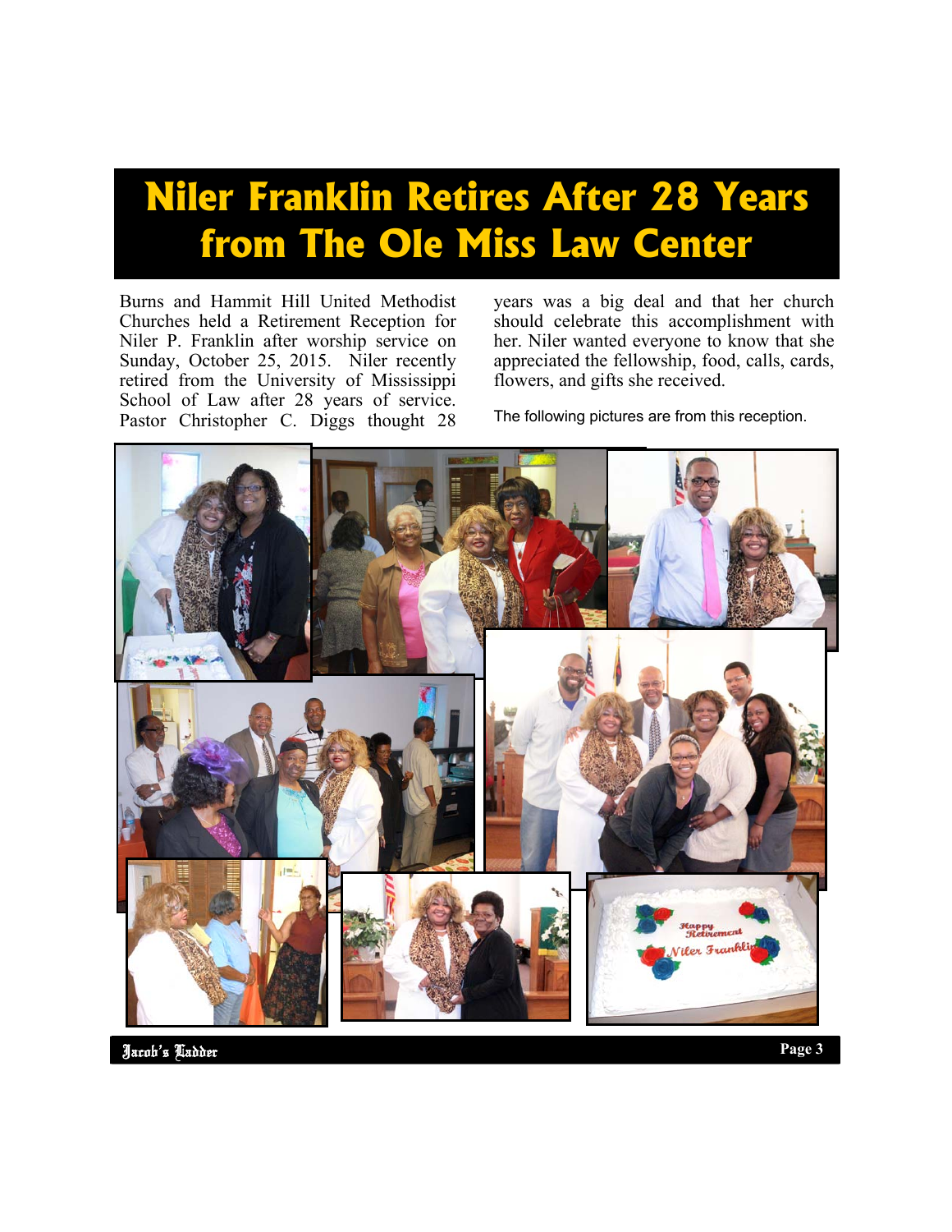# Niler Franklin Retires After 28 Years from The Ole Miss Law Center

Burns and Hammit Hill United Methodist Churches held a Retirement Reception for Niler P. Franklin after worship service on Sunday, October 25, 2015. Niler recently retired from the University of Mississippi School of Law after 28 years of service. Pastor Christopher C. Diggs thought 28 years was a big deal and that her church should celebrate this accomplishment with her. Niler wanted everyone to know that she appreciated the fellowship, food, calls, cards, flowers, and gifts she received.

The following pictures are from this reception.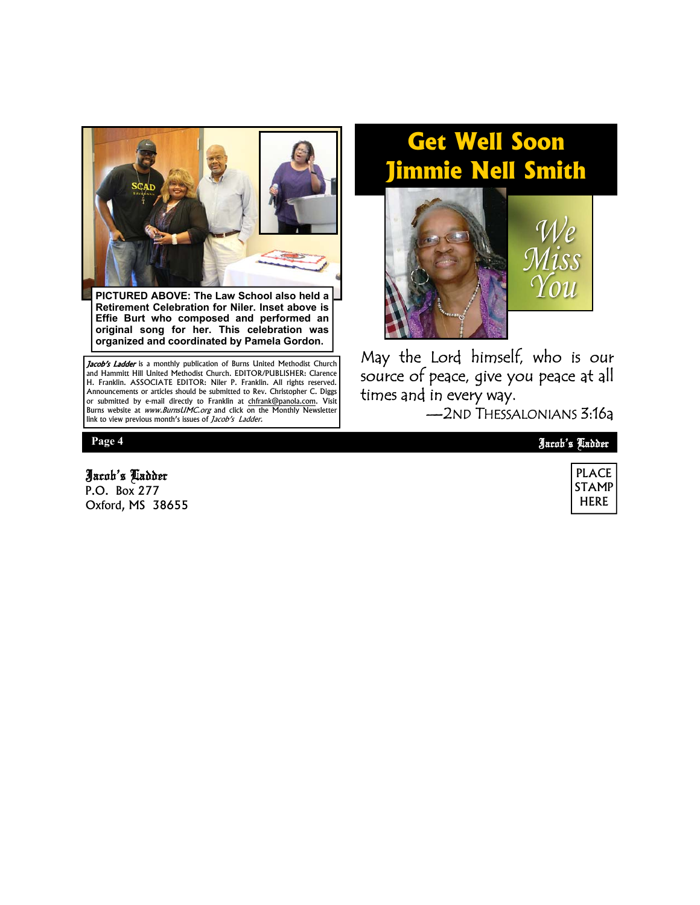**PICTURED ABOVE: The Law School also held a Retirement Celebration for Niler. Inset above is Effie Burt who composed and performed an original song for her. This celebration was organized and coordinated by Pamela Gordon.**

*Jacob's Ladder* is a monthly publication of Burns United Methodist Church and Hammitt Hill United Methodist Church. EDITOR/PUBLISHER: Clarence H. Franklin. ASSOCIATE EDITOR: Niler P. Franklin. All rights reserved. Announcements or articles should be submitted to Rev. Christopher C. Diggs or submitted by e-mail directly to Franklin at chfrank@panola.com. Visit Burns website at *www.BurnsUMC.org* and click on the Monthly Newsletter link to view previous month's issues of *Jacob's Ladder.*

# Get Well Soon Jimmie Nell Smith

We Miss You

May the Lord himself, who is our source of peace, give you peace at all times and in every way.

—2ND THESSALONIANS 3:16a

Jacob's Ladder
P.O. Box 277
Oxford, MS 38655

PLACE STAMP HERE